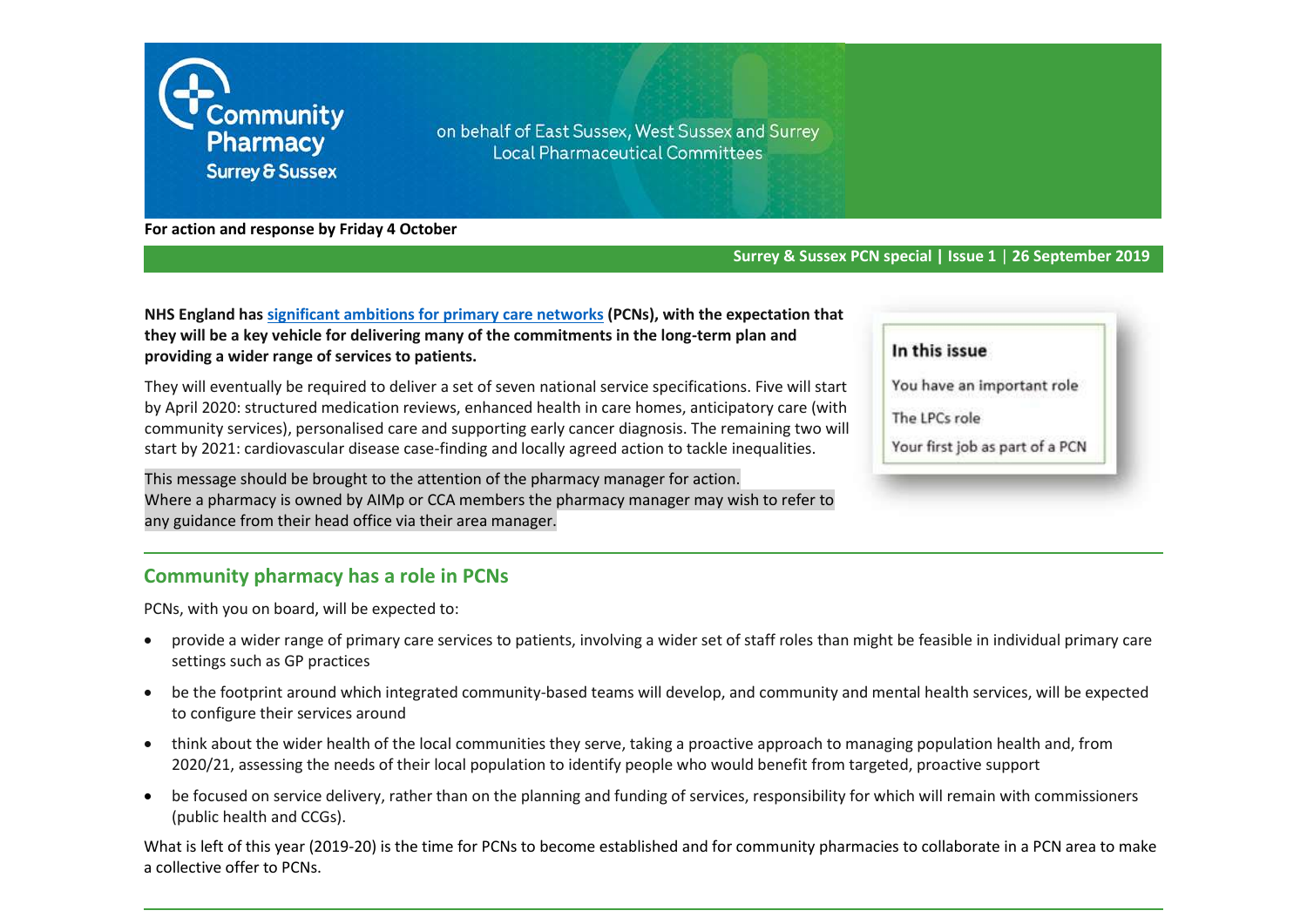Community Pharmacy Surrey & Sussex

on behalf of East Sussex, West Sussex and Surrey Local Pharmaceutical Committees

**For action and response by Friday 4 October**

**Surrey & Sussex PCN special | Issue 1 | 26 September 2019**

**NHS England has significant ambitions for primary care networks (PCNs), with the expectation that they will be a key vehicle for delivering many of the commitments in the long-term plan and providing a wider range of services to patients.**

They will eventually be required to deliver a set of seven national service specifications. Five will start by April 2020: structured medication reviews, enhanced health in care homes, anticipatory care (with community services), personalised care and supporting early cancer diagnosis. The remaining two will start by 2021: cardiovascular disease case-finding and locally agreed action to tackle inequalities.

This message should be brought to the attention of the pharmacy manager for action.
Where a pharmacy is owned by AIMp or CCA members the pharmacy manager may wish to refer to any guidance from their head office via their area manager.

**In this issue**

- You have an important role
- The LPCs role
- Your first job as part of a PCN

## Community pharmacy has a role in PCNs

PCNs, with you on board, will be expected to:

- provide a wider range of primary care services to patients, involving a wider set of staff roles than might be feasible in individual primary care settings such as GP practices
- be the footprint around which integrated community-based teams will develop, and community and mental health services, will be expected to configure their services around
- think about the wider health of the local communities they serve, taking a proactive approach to managing population health and, from 2020/21, assessing the needs of their local population to identify people who would benefit from targeted, proactive support
- be focused on service delivery, rather than on the planning and funding of services, responsibility for which will remain with commissioners (public health and CCGs).

What is left of this year (2019-20) is the time for PCNs to become established and for community pharmacies to collaborate in a PCN area to make a collective offer to PCNs.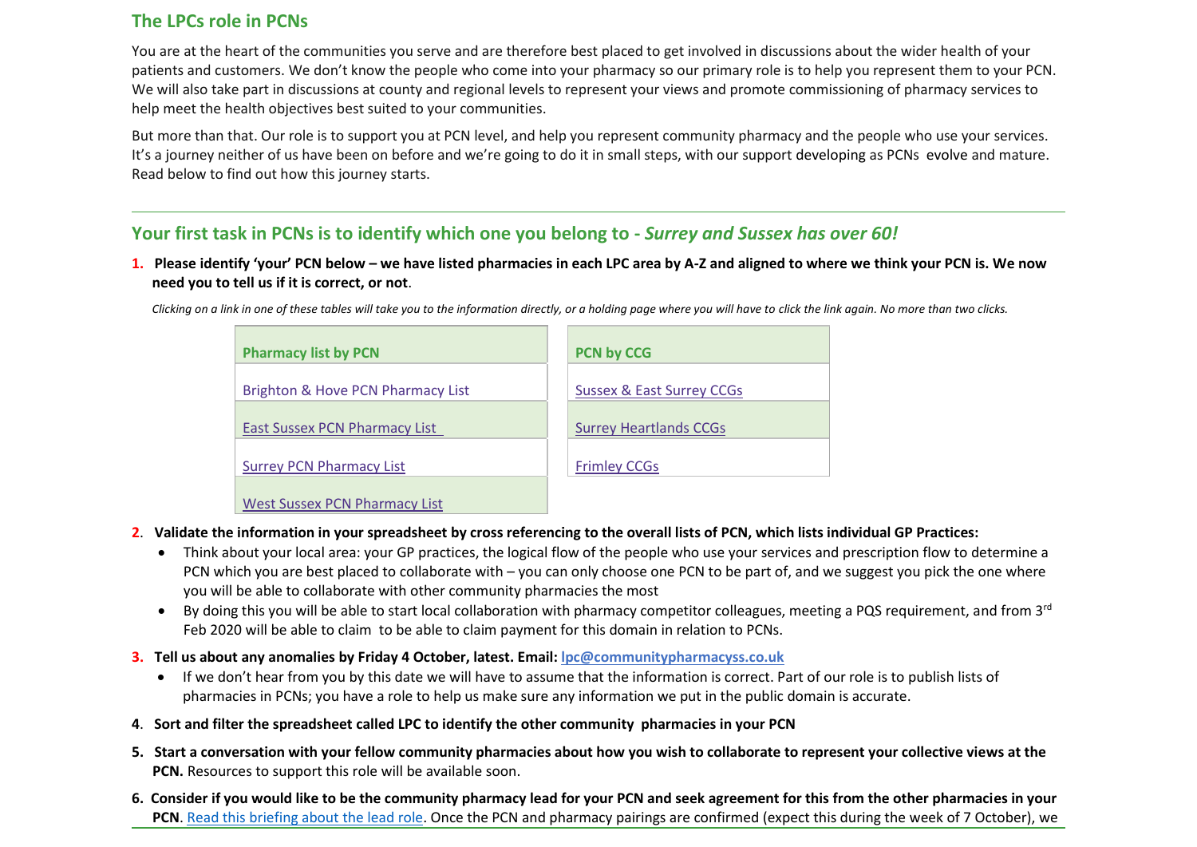## The LPCs role in PCNs

You are at the heart of the communities you serve and are therefore best placed to get involved in discussions about the wider health of your patients and customers. We don't know the people who come into your pharmacy so our primary role is to help you represent them to your PCN. We will also take part in discussions at county and regional levels to represent your views and promote commissioning of pharmacy services to help meet the health objectives best suited to your communities.

But more than that. Our role is to support you at PCN level, and help you represent community pharmacy and the people who use your services. It's a journey neither of us have been on before and we're going to do it in small steps, with our support developing as PCNs evolve and mature. Read below to find out how this journey starts.

---

## Your first task in PCNs is to identify which one you belong to - *Surrey and Sussex has over 60!*

1. **Please identify 'your' PCN below – we have listed pharmacies in each LPC area by A-Z and aligned to where we think your PCN is. We now need you to tell us if it is correct, or not**.

*Clicking on a link in one of these tables will take you to the information directly, or a holding page where you will have to click the link again. No more than two clicks.*

| Pharmacy list by PCN |
|---|
| Brighton & Hove PCN Pharmacy List |
| East Sussex PCN Pharmacy List |
| Surrey PCN Pharmacy List |
| West Sussex PCN Pharmacy List |

| PCN by CCG |
|---|
| Sussex & East Surrey CCGs |
| Surrey Heartlands CCGs |
| Frimley CCGs |

2. **Validate the information in your spreadsheet by cross referencing to the overall lists of PCN, which lists individual GP Practices:**
   - Think about your local area: your GP practices, the logical flow of the people who use your services and prescription flow to determine a PCN which you are best placed to collaborate with – you can only choose one PCN to be part of, and we suggest you pick the one where you will be able to collaborate with other community pharmacies the most
   - By doing this you will be able to start local collaboration with pharmacy competitor colleagues, meeting a PQS requirement, and from 3rd Feb 2020 will be able to claim to be able to claim payment for this domain in relation to PCNs.
3. **Tell us about any anomalies by Friday 4 October, latest. Email: lpc@communitypharmacyss.co.uk**
   - If we don't hear from you by this date we will have to assume that the information is correct. Part of our role is to publish lists of pharmacies in PCNs; you have a role to help us make sure any information we put in the public domain is accurate.
4. **Sort and filter the spreadsheet called LPC to identify the other community pharmacies in your PCN**
5. **Start a conversation with your fellow community pharmacies about how you wish to collaborate to represent your collective views at the PCN.** Resources to support this role will be available soon.
6. **Consider if you would like to be the community pharmacy lead for your PCN and seek agreement for this from the other pharmacies in your PCN**. Read this briefing about the lead role. Once the PCN and pharmacy pairings are confirmed (expect this during the week of 7 October), we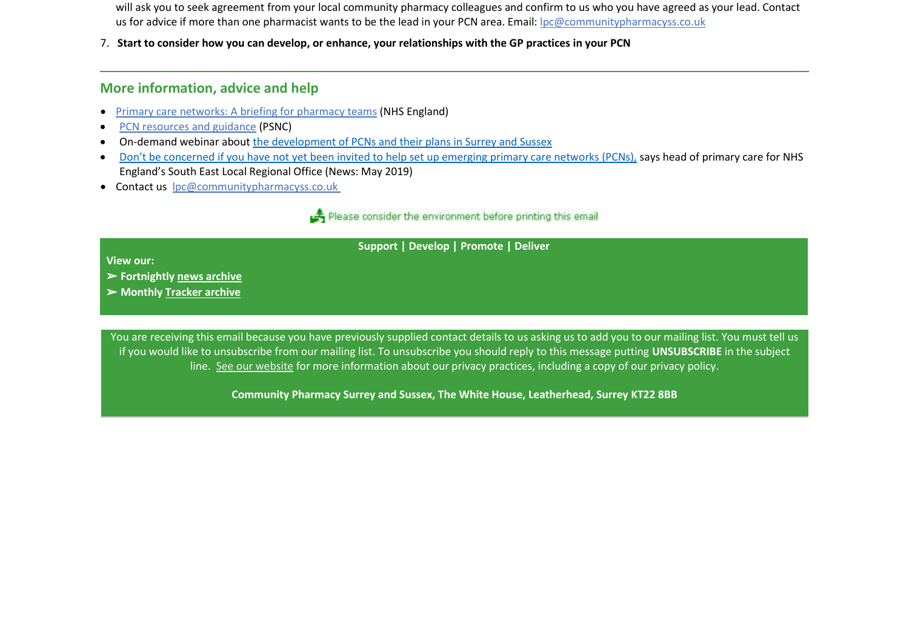will ask you to seek agreement from your local community pharmacy colleagues and confirm to us who you have agreed as your lead. Contact us for advice if more than one pharmacist wants to be the lead in your PCN area. Email: lpc@communitypharmacyss.co.uk

7. **Start to consider how you can develop, or enhance, your relationships with the GP practices in your PCN**

---

## More information, advice and help

- Primary care networks: A briefing for pharmacy teams (NHS England)
- PCN resources and guidance (PSNC)
- On-demand webinar about the development of PCNs and their plans in Surrey and Sussex
- Don't be concerned if you have not yet been invited to help set up emerging primary care networks (PCNs), says head of primary care for NHS England's South East Local Regional Office (News: May 2019)
- Contact us lpc@communitypharmacyss.co.uk

Please consider the environment before printing this email

**Support | Develop | Promote | Deliver**

**View our:**

➢ **Fortnightly news archive**

➢ **Monthly Tracker archive**

You are receiving this email because you have previously supplied contact details to us asking us to add you to our mailing list. You must tell us if you would like to unsubscribe from our mailing list. To unsubscribe you should reply to this message putting **UNSUBSCRIBE** in the subject line. See our website for more information about our privacy practices, including a copy of our privacy policy.

**Community Pharmacy Surrey and Sussex, The White House, Leatherhead, Surrey KT22 8BB**